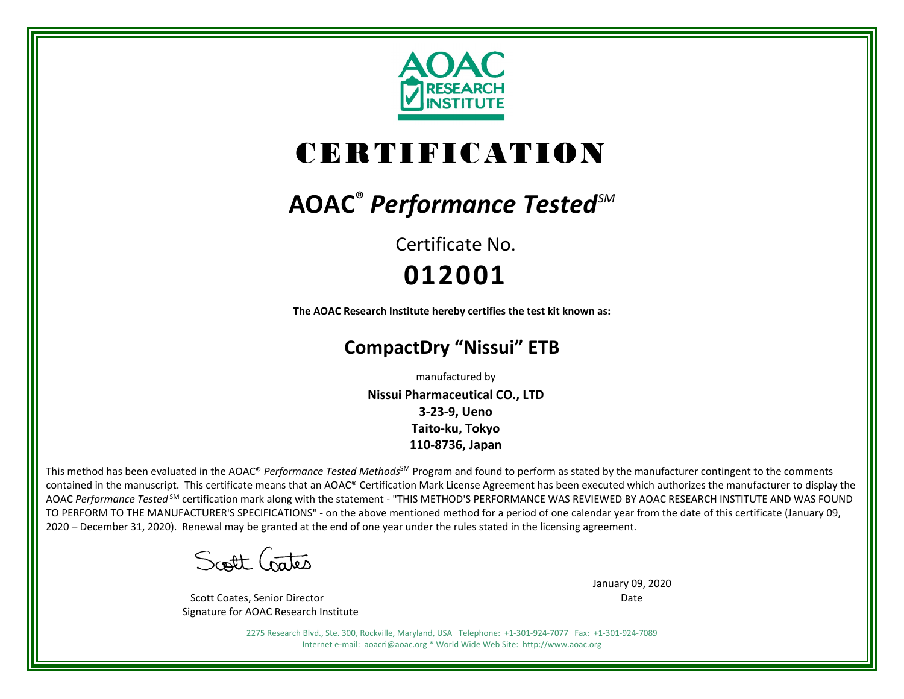AOAC RESEARCH INSTITUTE

# CERTIFICATION

## AOAC® *Performance Tested*SM

Certificate No.

**012001**

**The AOAC Research Institute hereby certifies the test kit known as:**

## CompactDry "Nissui" ETB

manufactured by

**Nissui Pharmaceutical CO., LTD**
**3-23-9, Ueno**
**Taito-ku, Tokyo**
**110-8736, Japan**

This method has been evaluated in the AOAC® *Performance Tested Methods*SM Program and found to perform as stated by the manufacturer contingent to the comments contained in the manuscript. This certificate means that an AOAC® Certification Mark License Agreement has been executed which authorizes the manufacturer to display the AOAC *Performance Tested* SM certification mark along with the statement - "THIS METHOD'S PERFORMANCE WAS REVIEWED BY AOAC RESEARCH INSTITUTE AND WAS FOUND TO PERFORM TO THE MANUFACTURER'S SPECIFICATIONS" - on the above mentioned method for a period of one calendar year from the date of this certificate (January 09, 2020 – December 31, 2020). Renewal may be granted at the end of one year under the rules stated in the licensing agreement.

Scott Coates

Scott Coates, Senior Director
Signature for AOAC Research Institute

January 09, 2020
Date

2275 Research Blvd., Ste. 300, Rockville, Maryland, USA Telephone: +1-301-924-7077 Fax: +1-301-924-7089
Internet e-mail: aoacri@aoac.org * World Wide Web Site: http://www.aoac.org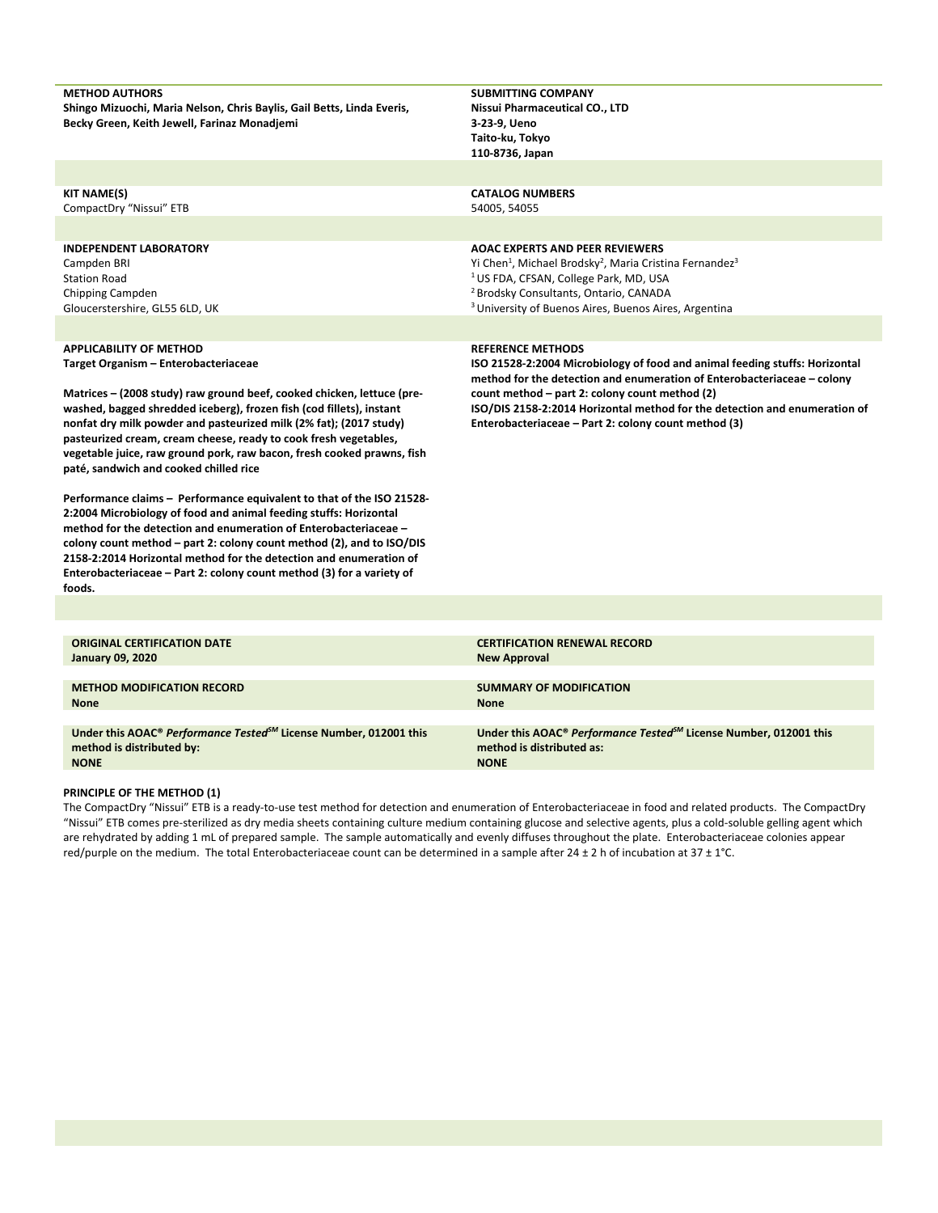**METHOD AUTHORS**
**Shingo Mizuochi, Maria Nelson, Chris Baylis, Gail Betts, Linda Everis, Becky Green, Keith Jewell, Farinaz Monadjemi**

**SUBMITTING COMPANY**
**Nissui Pharmaceutical CO., LTD**
**3-23-9, Ueno**
**Taito-ku, Tokyo**
**110-8736, Japan**

**KIT NAME(S)**
CompactDry "Nissui" ETB

**CATALOG NUMBERS**
54005, 54055

**INDEPENDENT LABORATORY**
Campden BRI
Station Road
Chipping Campden
Gloucerstershire, GL55 6LD, UK

**AOAC EXPERTS AND PEER REVIEWERS**
Yi Chen[1], Michael Brodsky[2], Maria Cristina Fernandez[3]
[1] US FDA, CFSAN, College Park, MD, USA
[2] Brodsky Consultants, Ontario, CANADA
[3] University of Buenos Aires, Buenos Aires, Argentina

**APPLICABILITY OF METHOD**
**Target Organism – Enterobacteriaceae**

**Matrices – (2008 study) raw ground beef, cooked chicken, lettuce (pre-washed, bagged shredded iceberg), frozen fish (cod fillets), instant nonfat dry milk powder and pasteurized milk (2% fat); (2017 study) pasteurized cream, cream cheese, ready to cook fresh vegetables, vegetable juice, raw ground pork, raw bacon, fresh cooked prawns, fish paté, sandwich and cooked chilled rice**

**Performance claims – Performance equivalent to that of the ISO 21528-2:2004 Microbiology of food and animal feeding stuffs: Horizontal method for the detection and enumeration of Enterobacteriaceae – colony count method – part 2: colony count method (2), and to ISO/DIS 2158-2:2014 Horizontal method for the detection and enumeration of Enterobacteriaceae – Part 2: colony count method (3) for a variety of foods.**

**REFERENCE METHODS**
**ISO 21528-2:2004 Microbiology of food and animal feeding stuffs: Horizontal method for the detection and enumeration of Enterobacteriaceae – colony count method – part 2: colony count method (2)**
**ISO/DIS 2158-2:2014 Horizontal method for the detection and enumeration of Enterobacteriaceae – Part 2: colony count method (3)**

**ORIGINAL CERTIFICATION DATE**
**January 09, 2020**

**CERTIFICATION RENEWAL RECORD**
**New Approval**

**METHOD MODIFICATION RECORD**
**None**

**SUMMARY OF MODIFICATION**
**None**

**Under this AOAC® *Performance Tested*SM License Number, 012001 this method is distributed by:**
**NONE**

**Under this AOAC® *Performance Tested*SM License Number, 012001 this method is distributed as:**
**NONE**

**PRINCIPLE OF THE METHOD (1)**

The CompactDry "Nissui" ETB is a ready-to-use test method for detection and enumeration of Enterobacteriaceae in food and related products. The CompactDry "Nissui" ETB comes pre-sterilized as dry media sheets containing culture medium containing glucose and selective agents, plus a cold-soluble gelling agent which are rehydrated by adding 1 mL of prepared sample. The sample automatically and evenly diffuses throughout the plate. Enterobacteriaceae colonies appear red/purple on the medium. The total Enterobacteriaceae count can be determined in a sample after 24 ± 2 h of incubation at 37 ± 1°C.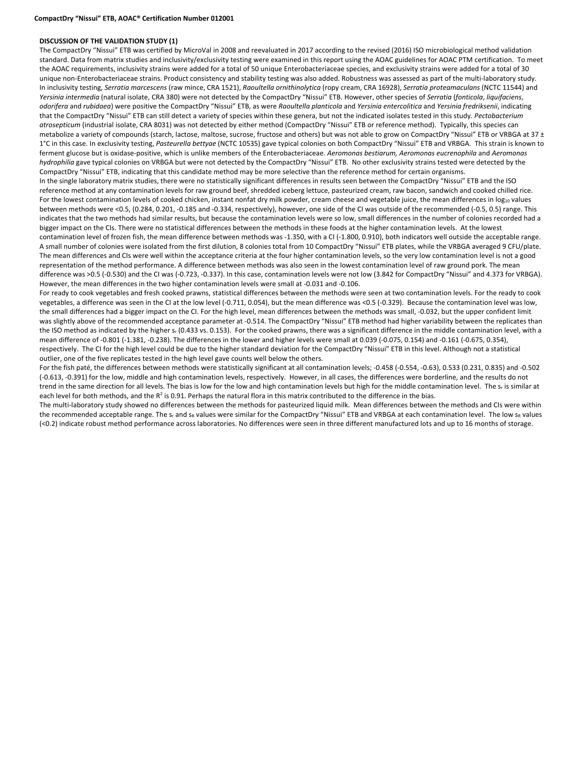**DISCUSSION OF THE VALIDATION STUDY (1)**

The CompactDry "Nissui" ETB was certified by MicroVal in 2008 and reevaluated in 2017 according to the revised (2016) ISO microbiological method validation standard. Data from matrix studies and inclusivity/exclusivity testing were examined in this report using the AOAC guidelines for AOAC PTM certification. To meet the AOAC requirements, inclusivity strains were added for a total of 50 unique Enterobacteriaceae species, and exclusivity strains were added for a total of 30 unique non-Enterobacteriaceae strains. Product consistency and stability testing was also added. Robustness was assessed as part of the multi-laboratory study.

In inclusivity testing, *Serratia marcescens* (raw mince, CRA 1521), *Raoultella ornithinolytica* (ropy cream, CRA 16928), *Serratia proteamaculans* (NCTC 11544) and *Yersinia intermedia* (natural isolate, CRA 380) were not detected by the CompactDry "Nissui" ETB. However, other species of *Serratia* (*fonticola*, *liquifaciens*, *odorifera* and *rubidaea*) were positive the CompactDry "Nissui" ETB, as were *Raoultella planticola* and *Yersinia entercolitica* and *Yersinia fredriksenii*, indicating that the CompactDry "Nissui" ETB can still detect a variety of species within these genera, but not the indicated isolates tested in this study. *Pectobacterium atrosepticum* (industrial isolate, CRA 8031) was not detected by either method (CompactDry "Nissui" ETB or reference method). Typically, this species can metabolize a variety of compounds (starch, lactose, maltose, sucrose, fructose and others) but was not able to grow on CompactDry "Nissui" ETB or VRBGA at 37 ± 1°C in this case. In exclusivity testing, *Pasteurella bettyae* (NCTC 10535) gave typical colonies on both CompactDry "Nissui" ETB and VRBGA. This strain is known to ferment glucose but is oxidase-positive, which is unlike members of the Enterobacteriaceae. *Aeromonas bestiarum, Aeromonas eucrenophila* and *Aeromonas hydrophilia* gave typical colonies on VRBGA but were not detected by the CompactDry "Nissui" ETB. No other exclusivity strains tested were detected by the CompactDry "Nissui" ETB, indicating that this candidate method may be more selective than the reference method for certain organisms.

In the single laboratory matrix studies, there were no statistically significant differences in results seen between the CompactDry "Nissui" ETB and the ISO reference method at any contamination levels for raw ground beef, shredded iceberg lettuce, pasteurized cream, raw bacon, sandwich and cooked chilled rice. For the lowest contamination levels of cooked chicken, instant nonfat dry milk powder, cream cheese and vegetable juice, the mean differences in $\log_{10}$ values between methods were <0.5, (0.284, 0.201, -0.185 and -0.334, respectively), however, one side of the CI was outside of the recommended (-0.5, 0.5) range. This indicates that the two methods had similar results, but because the contamination levels were so low, small differences in the number of colonies recorded had a bigger impact on the CIs. There were no statistical differences between the methods in these foods at the higher contamination levels. At the lowest contamination level of frozen fish, the mean difference between methods was -1.350, with a CI (-1.800, 0.910), both indicators well outside the acceptable range. A small number of colonies were isolated from the first dilution, 8 colonies total from 10 CompactDry "Nissui" ETB plates, while the VRBGA averaged 9 CFU/plate. The mean differences and CIs were well within the acceptance criteria at the four higher contamination levels, so the very low contamination level is not a good representation of the method performance. A difference between methods was also seen in the lowest contamination level of raw ground pork. The mean difference was >0.5 (-0.530) and the CI was (-0.723, -0.337). In this case, contamination levels were not low (3.842 for CompactDry "Nissui" and 4.373 for VRBGA). However, the mean differences in the two higher contamination levels were small at -0.031 and -0.106.

For ready to cook vegetables and fresh cooked prawns, statistical differences between the methods were seen at two contamination levels. For the ready to cook vegetables, a difference was seen in the CI at the low level (-0.711, 0.054), but the mean difference was <0.5 (-0.329). Because the contamination level was low, the small differences had a bigger impact on the CI. For the high level, mean differences between the methods was small, -0.032, but the upper confident limit was slightly above of the recommended acceptance parameter at -0.514. The CompactDry "Nissui" ETB method had higher variability between the replicates than the ISO method as indicated by the higher $s_r$ (0.433 vs. 0.153). For the cooked prawns, there was a significant difference in the middle contamination level, with a mean difference of -0.801 (-1.381, -0.238). The differences in the lower and higher levels were small at 0.039 (-0.075, 0.154) and -0.161 (-0.675, 0.354), respectively. The CI for the high level could be due to the higher standard deviation for the CompactDry "Nissui" ETB in this level. Although not a statistical outlier, one of the five replicates tested in the high level gave counts well below the others.

For the fish paté, the differences between methods were statistically significant at all contamination levels; -0.458 (-0.554, -0.63), 0.533 (0.231, 0.835) and -0.502 (-0.613, -0.391) for the low, middle and high contamination levels, respectively. However, in all cases, the differences were borderline, and the results do not trend in the same direction for all levels. The bias is low for the low and high contamination levels but high for the middle contamination level. The $s_r$ is similar at each level for both methods, and the $R^2$ is 0.91. Perhaps the natural flora in this matrix contributed to the difference in the bias.

The multi-laboratory study showed no differences between the methods for pasteurized liquid milk. Mean differences between the methods and CIs were within the recommended acceptable range. The $s_r$ and $s_R$ values were similar for the CompactDry "Nissui" ETB and VRBGA at each contamination level. The low $s_R$ values (<0.2) indicate robust method performance across laboratories. No differences were seen in three different manufactured lots and up to 16 months of storage.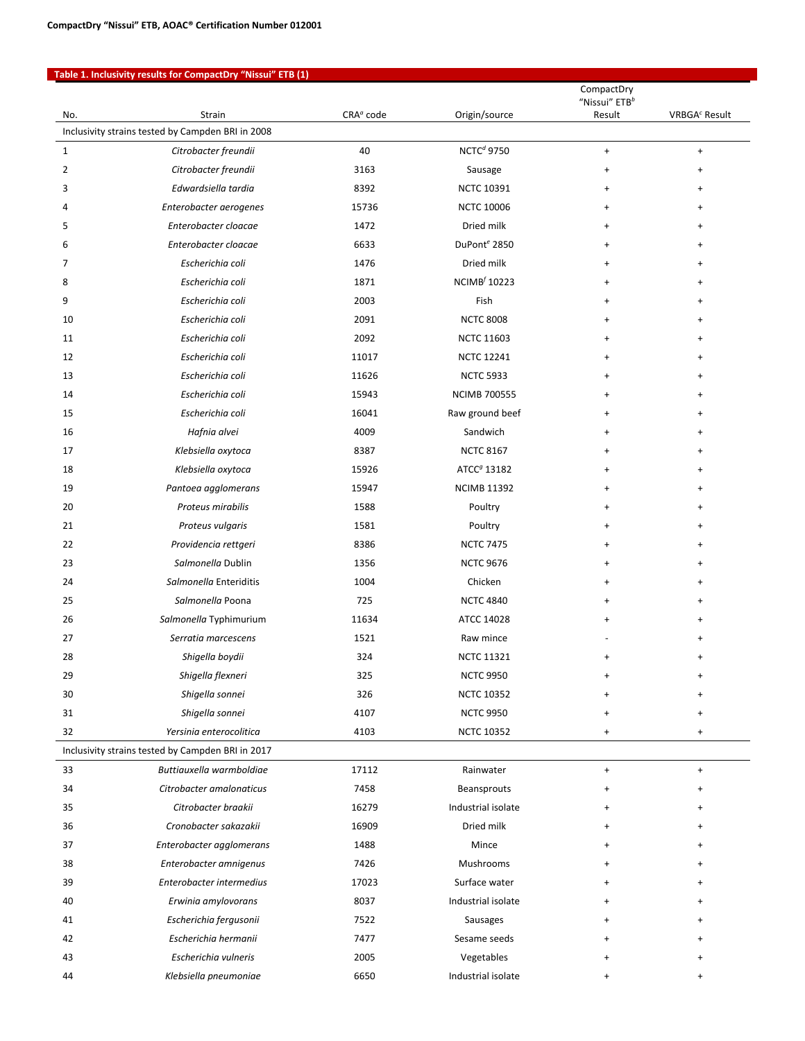**Table 1. Inclusivity results for CompactDry "Nissui" ETB (1)**

| No. | Strain | CRA[a] code | Origin/source | CompactDry "Nissui" ETB[b] Result | VRBGA[c] Result |
|---|---|---|---|---|---|
| Inclusivity strains tested by Campden BRI in 2008 | | | | | |
| 1 | *Citrobacter freundii* | 40 | NCTC[d] 9750 | + | + |
| 2 | *Citrobacter freundii* | 3163 | Sausage | + | + |
| 3 | *Edwardsiella tardia* | 8392 | NCTC 10391 | + | + |
| 4 | *Enterobacter aerogenes* | 15736 | NCTC 10006 | + | + |
| 5 | *Enterobacter cloacae* | 1472 | Dried milk | + | + |
| 6 | *Enterobacter cloacae* | 6633 | DuPont[e] 2850 | + | + |
| 7 | *Escherichia coli* | 1476 | Dried milk | + | + |
| 8 | *Escherichia coli* | 1871 | NCIMB[f] 10223 | + | + |
| 9 | *Escherichia coli* | 2003 | Fish | + | + |
| 10 | *Escherichia coli* | 2091 | NCTC 8008 | + | + |
| 11 | *Escherichia coli* | 2092 | NCTC 11603 | + | + |
| 12 | *Escherichia coli* | 11017 | NCTC 12241 | + | + |
| 13 | *Escherichia coli* | 11626 | NCTC 5933 | + | + |
| 14 | *Escherichia coli* | 15943 | NCIMB 700555 | + | + |
| 15 | *Escherichia coli* | 16041 | Raw ground beef | + | + |
| 16 | *Hafnia alvei* | 4009 | Sandwich | + | + |
| 17 | *Klebsiella oxytoca* | 8387 | NCTC 8167 | + | + |
| 18 | *Klebsiella oxytoca* | 15926 | ATCC[g] 13182 | + | + |
| 19 | *Pantoea agglomerans* | 15947 | NCIMB 11392 | + | + |
| 20 | *Proteus mirabilis* | 1588 | Poultry | + | + |
| 21 | *Proteus vulgaris* | 1581 | Poultry | + | + |
| 22 | *Providencia rettgeri* | 8386 | NCTC 7475 | + | + |
| 23 | *Salmonella* Dublin | 1356 | NCTC 9676 | + | + |
| 24 | *Salmonella* Enteriditis | 1004 | Chicken | + | + |
| 25 | *Salmonella* Poona | 725 | NCTC 4840 | + | + |
| 26 | *Salmonella* Typhimurium | 11634 | ATCC 14028 | + | + |
| 27 | *Serratia marcescens* | 1521 | Raw mince | - | + |
| 28 | *Shigella boydii* | 324 | NCTC 11321 | + | + |
| 29 | *Shigella flexneri* | 325 | NCTC 9950 | + | + |
| 30 | *Shigella sonnei* | 326 | NCTC 10352 | + | + |
| 31 | *Shigella sonnei* | 4107 | NCTC 9950 | + | + |
| 32 | *Yersinia enterocolitica* | 4103 | NCTC 10352 | + | + |
| Inclusivity strains tested by Campden BRI in 2017 | | | | | |
| 33 | *Buttiauxella warmboldiae* | 17112 | Rainwater | + | + |
| 34 | *Citrobacter amalonaticus* | 7458 | Beansprouts | + | + |
| 35 | *Citrobacter braakii* | 16279 | Industrial isolate | + | + |
| 36 | *Cronobacter sakazakii* | 16909 | Dried milk | + | + |
| 37 | *Enterobacter agglomerans* | 1488 | Mince | + | + |
| 38 | *Enterobacter amnigenus* | 7426 | Mushrooms | + | + |
| 39 | *Enterobacter intermedius* | 17023 | Surface water | + | + |
| 40 | *Erwinia amylovorans* | 8037 | Industrial isolate | + | + |
| 41 | *Escherichia fergusonii* | 7522 | Sausages | + | + |
| 42 | *Escherichia hermanii* | 7477 | Sesame seeds | + | + |
| 43 | *Escherichia vulneris* | 2005 | Vegetables | + | + |
| 44 | *Klebsiella pneumoniae* | 6650 | Industrial isolate | + | + |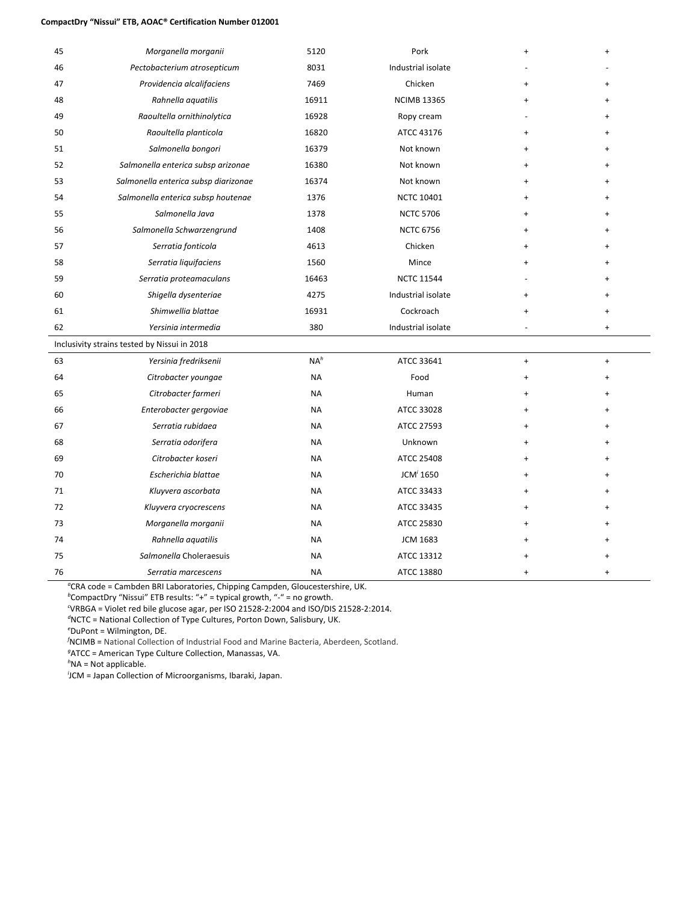| | | | | | |
|---|---|---|---|---|---|
| 45 | *Morganella morganii* | 5120 | Pork | + | + |
| 46 | *Pectobacterium atrosepticum* | 8031 | Industrial isolate | - | - |
| 47 | *Providencia alcalifaciens* | 7469 | Chicken | + | + |
| 48 | *Rahnella aquatilis* | 16911 | NCIMB 13365 | + | + |
| 49 | *Raoultella ornithinolytica* | 16928 | Ropy cream | - | + |
| 50 | *Raoultella planticola* | 16820 | ATCC 43176 | + | + |
| 51 | *Salmonella bongori* | 16379 | Not known | + | + |
| 52 | *Salmonella enterica subsp arizonae* | 16380 | Not known | + | + |
| 53 | *Salmonella enterica subsp diarizonae* | 16374 | Not known | + | + |
| 54 | *Salmonella enterica subsp houtenae* | 1376 | NCTC 10401 | + | + |
| 55 | *Salmonella Java* | 1378 | NCTC 5706 | + | + |
| 56 | *Salmonella Schwarzengrund* | 1408 | NCTC 6756 | + | + |
| 57 | *Serratia fonticola* | 4613 | Chicken | + | + |
| 58 | *Serratia liquifaciens* | 1560 | Mince | + | + |
| 59 | *Serratia proteamaculans* | 16463 | NCTC 11544 | - | + |
| 60 | *Shigella dysenteriae* | 4275 | Industrial isolate | + | + |
| 61 | *Shimwellia blattae* | 16931 | Cockroach | + | + |
| 62 | *Yersinia intermedia* | 380 | Industrial isolate | - | + |
| Inclusivity strains tested by Nissui in 2018 | | | | | |
| 63 | *Yersinia fredriksenii* | NA[h] | ATCC 33641 | + | + |
| 64 | *Citrobacter youngae* | NA | Food | + | + |
| 65 | *Citrobacter farmeri* | NA | Human | + | + |
| 66 | *Enterobacter gergoviae* | NA | ATCC 33028 | + | + |
| 67 | *Serratia rubidaea* | NA | ATCC 27593 | + | + |
| 68 | *Serratia odorifera* | NA | Unknown | + | + |
| 69 | *Citrobacter koseri* | NA | ATCC 25408 | + | + |
| 70 | *Escherichia blattae* | NA | JCM[i] 1650 | + | + |
| 71 | *Kluyvera ascorbata* | NA | ATCC 33433 | + | + |
| 72 | *Kluyvera cryocrescens* | NA | ATCC 33435 | + | + |
| 73 | *Morganella morganii* | NA | ATCC 25830 | + | + |
| 74 | *Rahnella aquatilis* | NA | JCM 1683 | + | + |
| 75 | *Salmonella* Choleraesuis | NA | ATCC 13312 | + | + |
| 76 | *Serratia marcescens* | NA | ATCC 13880 | + | + |

[a]CRA code = Cambden BRI Laboratories, Chipping Campden, Gloucestershire, UK.
[b]CompactDry "Nissui" ETB results: "+" = typical growth, "-" = no growth.
[c]VRBGA = Violet red bile glucose agar, per ISO 21528-2:2004 and ISO/DIS 21528-2:2014.
[d]NCTC = National Collection of Type Cultures, Porton Down, Salisbury, UK.
[e]DuPont = Wilmington, DE.
[f]NCIMB = National Collection of Industrial Food and Marine Bacteria, Aberdeen, Scotland.
[g]ATCC = American Type Culture Collection, Manassas, VA.
[h]NA = Not applicable.
[i]JCM = Japan Collection of Microorganisms, Ibaraki, Japan.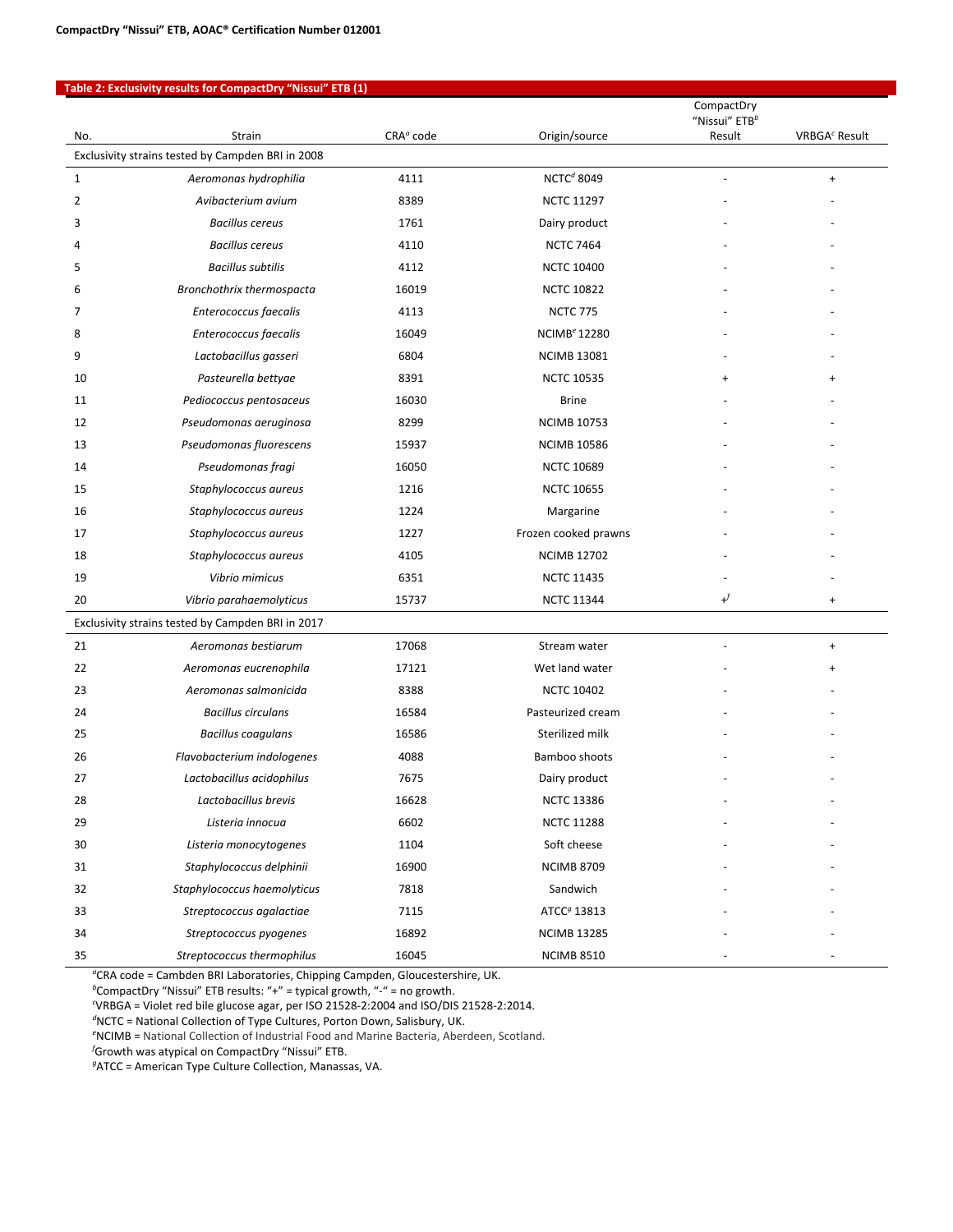**Table 2: Exclusivity results for CompactDry "Nissui" ETB (1)**

| No. | Strain | CRA[a] code | Origin/source | CompactDry "Nissui" ETB[b] Result | VRBGA[c] Result |
|---|---|---|---|---|---|
| Exclusivity strains tested by Campden BRI in 2008 | | | | | |
| 1 | *Aeromonas hydrophilia* | 4111 | NCTC[d] 8049 | - | + |
| 2 | *Avibacterium avium* | 8389 | NCTC 11297 | - | - |
| 3 | *Bacillus cereus* | 1761 | Dairy product | - | - |
| 4 | *Bacillus cereus* | 4110 | NCTC 7464 | - | - |
| 5 | *Bacillus subtilis* | 4112 | NCTC 10400 | - | - |
| 6 | *Bronchothrix thermospacta* | 16019 | NCTC 10822 | - | - |
| 7 | *Enterococcus faecalis* | 4113 | NCTC 775 | - | - |
| 8 | *Enterococcus faecalis* | 16049 | NCIMB[e] 12280 | - | - |
| 9 | *Lactobacillus gasseri* | 6804 | NCIMB 13081 | - | - |
| 10 | *Pasteurella bettyae* | 8391 | NCTC 10535 | + | + |
| 11 | *Pediococcus pentosaceus* | 16030 | Brine | - | - |
| 12 | *Pseudomonas aeruginosa* | 8299 | NCIMB 10753 | - | - |
| 13 | *Pseudomonas fluorescens* | 15937 | NCIMB 10586 | - | - |
| 14 | *Pseudomonas fragi* | 16050 | NCTC 10689 | - | - |
| 15 | *Staphylococcus aureus* | 1216 | NCTC 10655 | - | - |
| 16 | *Staphylococcus aureus* | 1224 | Margarine | - | - |
| 17 | *Staphylococcus aureus* | 1227 | Frozen cooked prawns | - | - |
| 18 | *Staphylococcus aureus* | 4105 | NCIMB 12702 | - | - |
| 19 | *Vibrio mimicus* | 6351 | NCTC 11435 | - | - |
| 20 | *Vibrio parahaemolyticus* | 15737 | NCTC 11344 | +[f] | + |
| Exclusivity strains tested by Campden BRI in 2017 | | | | | |
| 21 | *Aeromonas bestiarum* | 17068 | Stream water | - | + |
| 22 | *Aeromonas eucrenophila* | 17121 | Wet land water | - | + |
| 23 | *Aeromonas salmonicida* | 8388 | NCTC 10402 | - | - |
| 24 | *Bacillus circulans* | 16584 | Pasteurized cream | - | - |
| 25 | *Bacillus coagulans* | 16586 | Sterilized milk | - | - |
| 26 | *Flavobacterium indologenes* | 4088 | Bamboo shoots | - | - |
| 27 | *Lactobacillus acidophilus* | 7675 | Dairy product | - | - |
| 28 | *Lactobacillus brevis* | 16628 | NCTC 13386 | - | - |
| 29 | *Listeria innocua* | 6602 | NCTC 11288 | - | - |
| 30 | *Listeria monocytogenes* | 1104 | Soft cheese | - | - |
| 31 | *Staphylococcus delphinii* | 16900 | NCIMB 8709 | - | - |
| 32 | *Staphylococcus haemolyticus* | 7818 | Sandwich | - | - |
| 33 | *Streptococcus agalactiae* | 7115 | ATCC[g] 13813 | - | - |
| 34 | *Streptococcus pyogenes* | 16892 | NCIMB 13285 | - | - |
| 35 | *Streptococcus thermophilus* | 16045 | NCIMB 8510 | - | - |

[a]CRA code = Cambden BRI Laboratories, Chipping Campden, Gloucestershire, UK.
[b]CompactDry "Nissui" ETB results: "+" = typical growth, "-" = no growth.
[c]VRBGA = Violet red bile glucose agar, per ISO 21528-2:2004 and ISO/DIS 21528-2:2014.
[d]NCTC = National Collection of Type Cultures, Porton Down, Salisbury, UK.
[e]NCIMB = National Collection of Industrial Food and Marine Bacteria, Aberdeen, Scotland.
[f]Growth was atypical on CompactDry "Nissui" ETB.
[g]ATCC = American Type Culture Collection, Manassas, VA.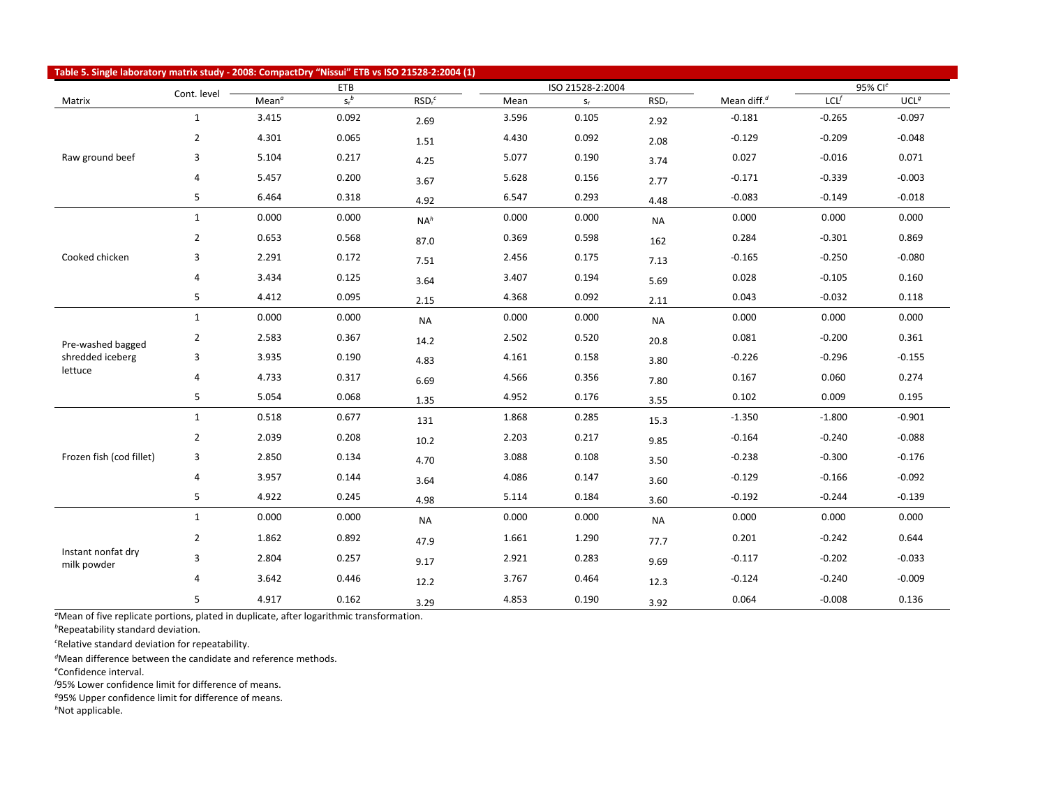**Table 5. Single laboratory matrix study - 2008: CompactDry "Nissui" ETB vs ISO 21528-2:2004 (1)**

| Matrix | Cont. level | ETB | | | ISO 21528-2:2004 | | | Mean diff.[d] | 95% CI[e] | |
|---|---|---|---|---|---|---|---|---|---|---|
| | | Mean[a] | $s_r$[b] | $RSD_r$[c] | Mean | $s_r$ | $RSD_r$ | | LCL[f] | UCL[g] |
| Raw ground beef | 1 | 3.415 | 0.092 | 2.69 | 3.596 | 0.105 | 2.92 | -0.181 | -0.265 | -0.097 |
| | 2 | 4.301 | 0.065 | 1.51 | 4.430 | 0.092 | 2.08 | -0.129 | -0.209 | -0.048 |
| | 3 | 5.104 | 0.217 | 4.25 | 5.077 | 0.190 | 3.74 | 0.027 | -0.016 | 0.071 |
| | 4 | 5.457 | 0.200 | 3.67 | 5.628 | 0.156 | 2.77 | -0.171 | -0.339 | -0.003 |
| | 5 | 6.464 | 0.318 | 4.92 | 6.547 | 0.293 | 4.48 | -0.083 | -0.149 | -0.018 |
| Cooked chicken | 1 | 0.000 | 0.000 | NA[h] | 0.000 | 0.000 | NA | 0.000 | 0.000 | 0.000 |
| | 2 | 0.653 | 0.568 | 87.0 | 0.369 | 0.598 | 162 | 0.284 | -0.301 | 0.869 |
| | 3 | 2.291 | 0.172 | 7.51 | 2.456 | 0.175 | 7.13 | -0.165 | -0.250 | -0.080 |
| | 4 | 3.434 | 0.125 | 3.64 | 3.407 | 0.194 | 5.69 | 0.028 | -0.105 | 0.160 |
| | 5 | 4.412 | 0.095 | 2.15 | 4.368 | 0.092 | 2.11 | 0.043 | -0.032 | 0.118 |
| Pre-washed bagged shredded iceberg lettuce | 1 | 0.000 | 0.000 | NA | 0.000 | 0.000 | NA | 0.000 | 0.000 | 0.000 |
| | 2 | 2.583 | 0.367 | 14.2 | 2.502 | 0.520 | 20.8 | 0.081 | -0.200 | 0.361 |
| | 3 | 3.935 | 0.190 | 4.83 | 4.161 | 0.158 | 3.80 | -0.226 | -0.296 | -0.155 |
| | 4 | 4.733 | 0.317 | 6.69 | 4.566 | 0.356 | 7.80 | 0.167 | 0.060 | 0.274 |
| | 5 | 5.054 | 0.068 | 1.35 | 4.952 | 0.176 | 3.55 | 0.102 | 0.009 | 0.195 |
| Frozen fish (cod fillet) | 1 | 0.518 | 0.677 | 131 | 1.868 | 0.285 | 15.3 | -1.350 | -1.800 | -0.901 |
| | 2 | 2.039 | 0.208 | 10.2 | 2.203 | 0.217 | 9.85 | -0.164 | -0.240 | -0.088 |
| | 3 | 2.850 | 0.134 | 4.70 | 3.088 | 0.108 | 3.50 | -0.238 | -0.300 | -0.176 |
| | 4 | 3.957 | 0.144 | 3.64 | 4.086 | 0.147 | 3.60 | -0.129 | -0.166 | -0.092 |
| | 5 | 4.922 | 0.245 | 4.98 | 5.114 | 0.184 | 3.60 | -0.192 | -0.244 | -0.139 |
| Instant nonfat dry milk powder | 1 | 0.000 | 0.000 | NA | 0.000 | 0.000 | NA | 0.000 | 0.000 | 0.000 |
| | 2 | 1.862 | 0.892 | 47.9 | 1.661 | 1.290 | 77.7 | 0.201 | -0.242 | 0.644 |
| | 3 | 2.804 | 0.257 | 9.17 | 2.921 | 0.283 | 9.69 | -0.117 | -0.202 | -0.033 |
| | 4 | 3.642 | 0.446 | 12.2 | 3.767 | 0.464 | 12.3 | -0.124 | -0.240 | -0.009 |
| | 5 | 4.917 | 0.162 | 3.29 | 4.853 | 0.190 | 3.92 | 0.064 | -0.008 | 0.136 |

[a]Mean of five replicate portions, plated in duplicate, after logarithmic transformation.
[b]Repeatability standard deviation.
[c]Relative standard deviation for repeatability.
[d]Mean difference between the candidate and reference methods.
[e]Confidence interval.
[f]95% Lower confidence limit for difference of means.
[g]95% Upper confidence limit for difference of means.
[h]Not applicable.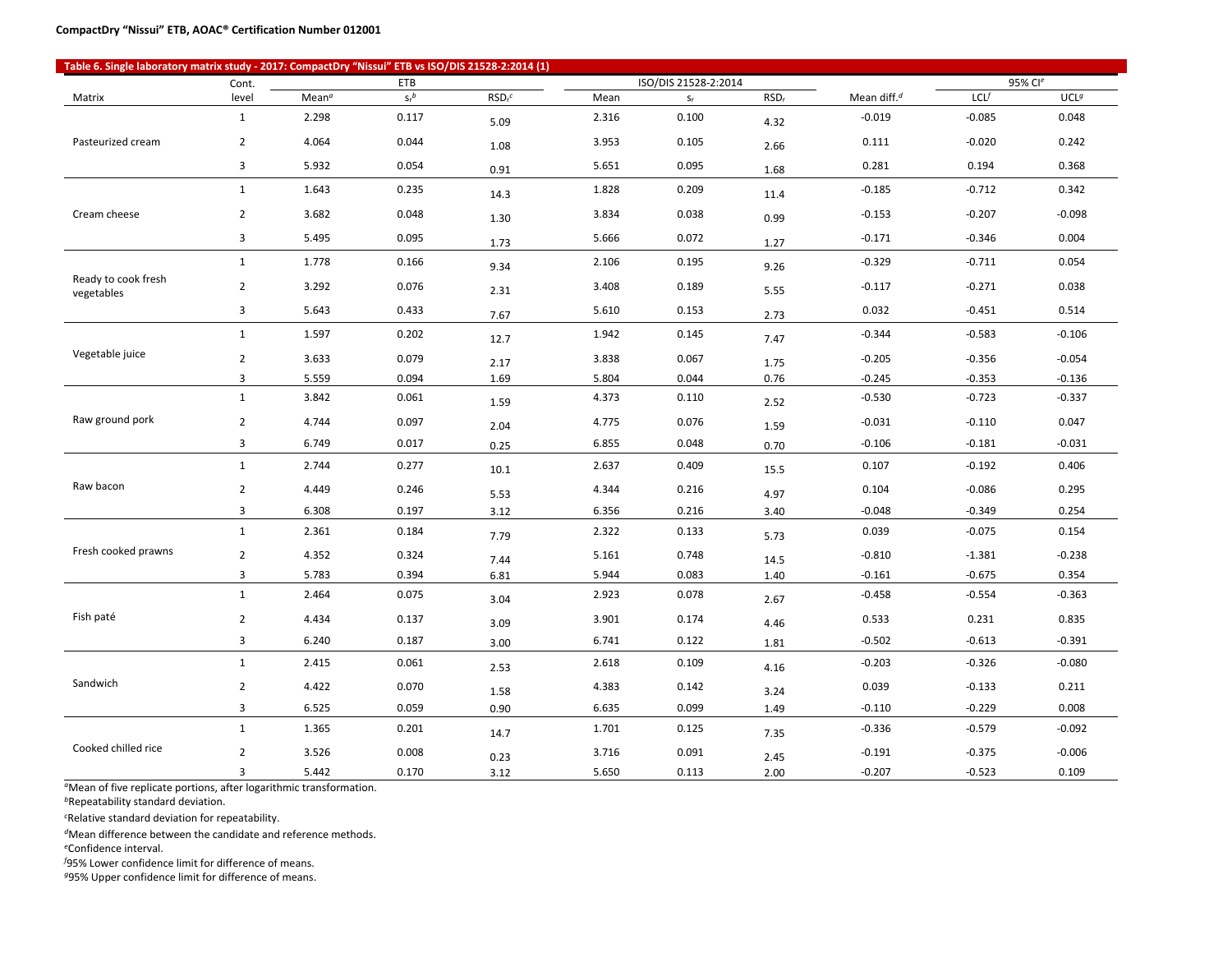**Table 6. Single laboratory matrix study - 2017: CompactDry "Nissui" ETB vs ISO/DIS 21528-2:2014 (1)**

| Matrix | Cont. level | ETB | | | ISO/DIS 21528-2:2014 | | | Mean diff.[d] | 95% CI[e] | |
|---|---|---|---|---|---|---|---|---|---|---|
| | | Mean[a] | $s_r$[b] | $RSD_r$[c] | Mean | $s_r$ | $RSD_r$ | | LCL[f] | UCL[g] |
| Pasteurized cream | 1 | 2.298 | 0.117 | 5.09 | 2.316 | 0.100 | 4.32 | -0.019 | -0.085 | 0.048 |
| | 2 | 4.064 | 0.044 | 1.08 | 3.953 | 0.105 | 2.66 | 0.111 | -0.020 | 0.242 |
| | 3 | 5.932 | 0.054 | 0.91 | 5.651 | 0.095 | 1.68 | 0.281 | 0.194 | 0.368 |
| Cream cheese | 1 | 1.643 | 0.235 | 14.3 | 1.828 | 0.209 | 11.4 | -0.185 | -0.712 | 0.342 |
| | 2 | 3.682 | 0.048 | 1.30 | 3.834 | 0.038 | 0.99 | -0.153 | -0.207 | -0.098 |
| | 3 | 5.495 | 0.095 | 1.73 | 5.666 | 0.072 | 1.27 | -0.171 | -0.346 | 0.004 |
| Ready to cook fresh vegetables | 1 | 1.778 | 0.166 | 9.34 | 2.106 | 0.195 | 9.26 | -0.329 | -0.711 | 0.054 |
| | 2 | 3.292 | 0.076 | 2.31 | 3.408 | 0.189 | 5.55 | -0.117 | -0.271 | 0.038 |
| | 3 | 5.643 | 0.433 | 7.67 | 5.610 | 0.153 | 2.73 | 0.032 | -0.451 | 0.514 |
| Vegetable juice | 1 | 1.597 | 0.202 | 12.7 | 1.942 | 0.145 | 7.47 | -0.344 | -0.583 | -0.106 |
| | 2 | 3.633 | 0.079 | 2.17 | 3.838 | 0.067 | 1.75 | -0.205 | -0.356 | -0.054 |
| | 3 | 5.559 | 0.094 | 1.69 | 5.804 | 0.044 | 0.76 | -0.245 | -0.353 | -0.136 |
| Raw ground pork | 1 | 3.842 | 0.061 | 1.59 | 4.373 | 0.110 | 2.52 | -0.530 | -0.723 | -0.337 |
| | 2 | 4.744 | 0.097 | 2.04 | 4.775 | 0.076 | 1.59 | -0.031 | -0.110 | 0.047 |
| | 3 | 6.749 | 0.017 | 0.25 | 6.855 | 0.048 | 0.70 | -0.106 | -0.181 | -0.031 |
| Raw bacon | 1 | 2.744 | 0.277 | 10.1 | 2.637 | 0.409 | 15.5 | 0.107 | -0.192 | 0.406 |
| | 2 | 4.449 | 0.246 | 5.53 | 4.344 | 0.216 | 4.97 | 0.104 | -0.086 | 0.295 |
| | 3 | 6.308 | 0.197 | 3.12 | 6.356 | 0.216 | 3.40 | -0.048 | -0.349 | 0.254 |
| Fresh cooked prawns | 1 | 2.361 | 0.184 | 7.79 | 2.322 | 0.133 | 5.73 | 0.039 | -0.075 | 0.154 |
| | 2 | 4.352 | 0.324 | 7.44 | 5.161 | 0.748 | 14.5 | -0.810 | -1.381 | -0.238 |
| | 3 | 5.783 | 0.394 | 6.81 | 5.944 | 0.083 | 1.40 | -0.161 | -0.675 | 0.354 |
| Fish paté | 1 | 2.464 | 0.075 | 3.04 | 2.923 | 0.078 | 2.67 | -0.458 | -0.554 | -0.363 |
| | 2 | 4.434 | 0.137 | 3.09 | 3.901 | 0.174 | 4.46 | 0.533 | 0.231 | 0.835 |
| | 3 | 6.240 | 0.187 | 3.00 | 6.741 | 0.122 | 1.81 | -0.502 | -0.613 | -0.391 |
| Sandwich | 1 | 2.415 | 0.061 | 2.53 | 2.618 | 0.109 | 4.16 | -0.203 | -0.326 | -0.080 |
| | 2 | 4.422 | 0.070 | 1.58 | 4.383 | 0.142 | 3.24 | 0.039 | -0.133 | 0.211 |
| | 3 | 6.525 | 0.059 | 0.90 | 6.635 | 0.099 | 1.49 | -0.110 | -0.229 | 0.008 |
| Cooked chilled rice | 1 | 1.365 | 0.201 | 14.7 | 1.701 | 0.125 | 7.35 | -0.336 | -0.579 | -0.092 |
| | 2 | 3.526 | 0.008 | 0.23 | 3.716 | 0.091 | 2.45 | -0.191 | -0.375 | -0.006 |
| | 3 | 5.442 | 0.170 | 3.12 | 5.650 | 0.113 | 2.00 | -0.207 | -0.523 | 0.109 |

[a]Mean of five replicate portions, after logarithmic transformation.

[b]Repeatability standard deviation.

[c]Relative standard deviation for repeatability.

[d]Mean difference between the candidate and reference methods.

[e]Confidence interval.

[f]95% Lower confidence limit for difference of means.

[g]95% Upper confidence limit for difference of means.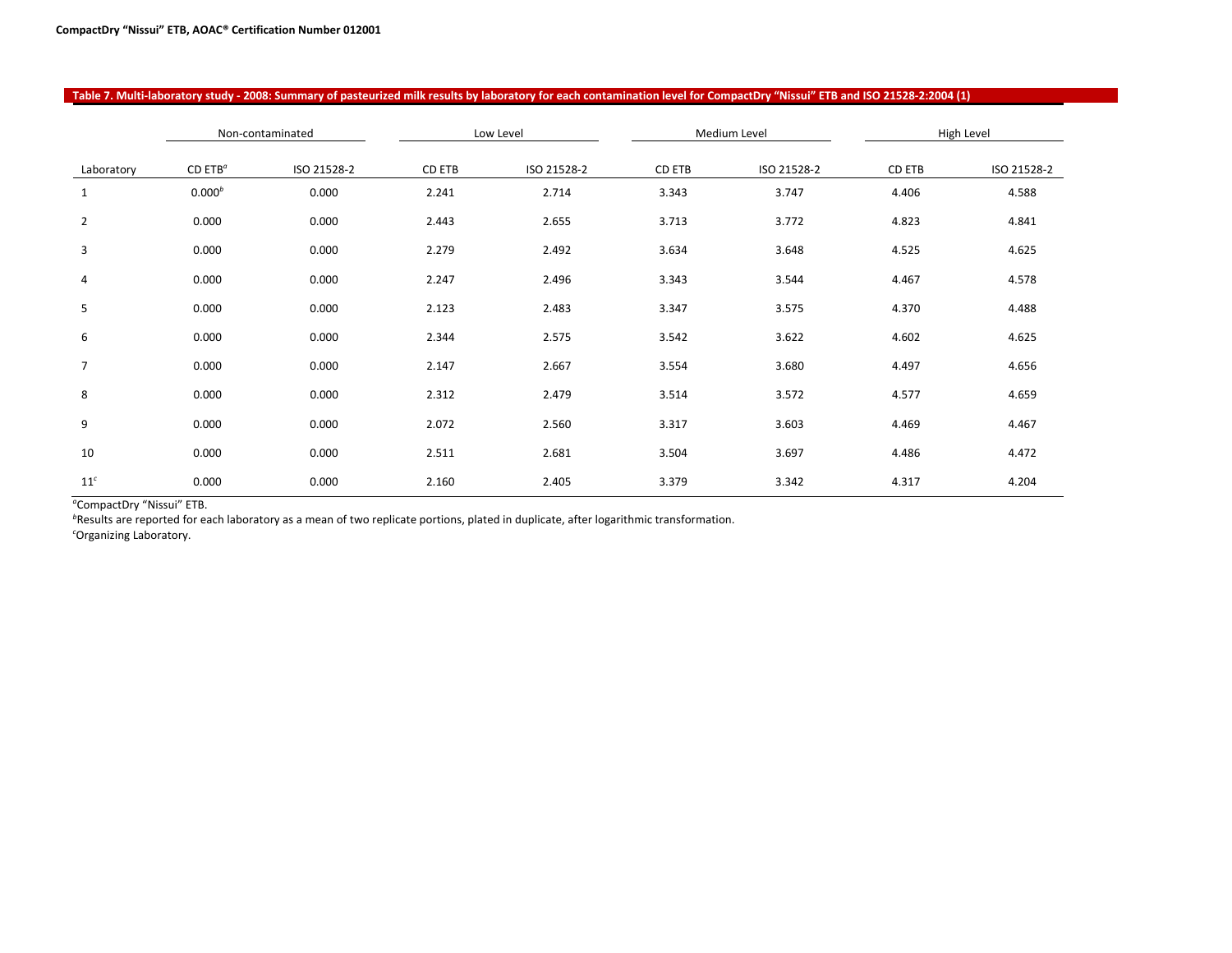**Table 7. Multi-laboratory study - 2008: Summary of pasteurized milk results by laboratory for each contamination level for CompactDry "Nissui" ETB and ISO 21528-2:2004 (1)**

| | Non-contaminated | | Low Level | | Medium Level | | High Level | |
|---|---|---|---|---|---|---|---|---|
| Laboratory | CD ETB[a] | ISO 21528-2 | CD ETB | ISO 21528-2 | CD ETB | ISO 21528-2 | CD ETB | ISO 21528-2 |
| 1 | 0.000[b] | 0.000 | 2.241 | 2.714 | 3.343 | 3.747 | 4.406 | 4.588 |
| 2 | 0.000 | 0.000 | 2.443 | 2.655 | 3.713 | 3.772 | 4.823 | 4.841 |
| 3 | 0.000 | 0.000 | 2.279 | 2.492 | 3.634 | 3.648 | 4.525 | 4.625 |
| 4 | 0.000 | 0.000 | 2.247 | 2.496 | 3.343 | 3.544 | 4.467 | 4.578 |
| 5 | 0.000 | 0.000 | 2.123 | 2.483 | 3.347 | 3.575 | 4.370 | 4.488 |
| 6 | 0.000 | 0.000 | 2.344 | 2.575 | 3.542 | 3.622 | 4.602 | 4.625 |
| 7 | 0.000 | 0.000 | 2.147 | 2.667 | 3.554 | 3.680 | 4.497 | 4.656 |
| 8 | 0.000 | 0.000 | 2.312 | 2.479 | 3.514 | 3.572 | 4.577 | 4.659 |
| 9 | 0.000 | 0.000 | 2.072 | 2.560 | 3.317 | 3.603 | 4.469 | 4.467 |
| 10 | 0.000 | 0.000 | 2.511 | 2.681 | 3.504 | 3.697 | 4.486 | 4.472 |
| 11[c] | 0.000 | 0.000 | 2.160 | 2.405 | 3.379 | 3.342 | 4.317 | 4.204 |

[a]CompactDry "Nissui" ETB.

[b]Results are reported for each laboratory as a mean of two replicate portions, plated in duplicate, after logarithmic transformation.

[c]Organizing Laboratory.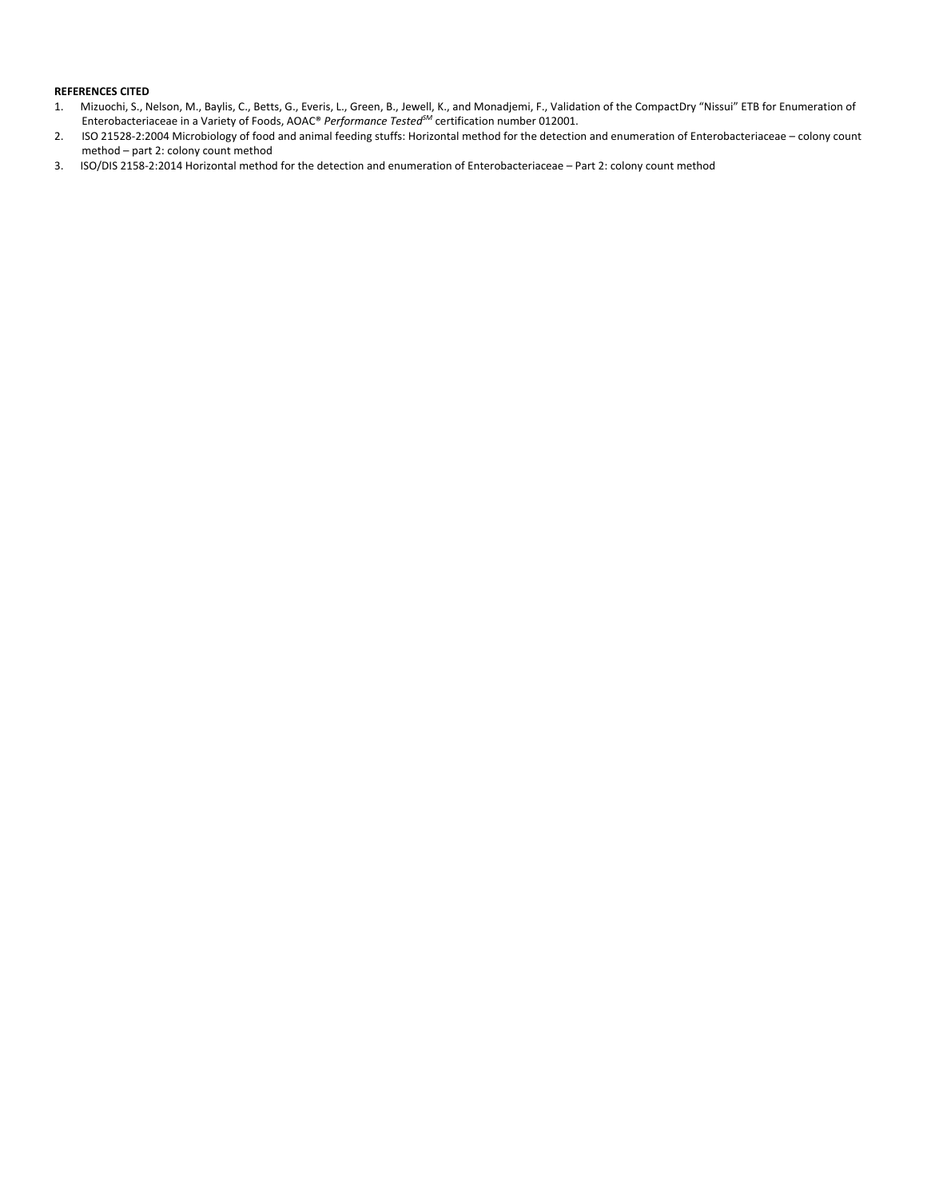**REFERENCES CITED**

1. Mizuochi, S., Nelson, M., Baylis, C., Betts, G., Everis, L., Green, B., Jewell, K., and Monadjemi, F., Validation of the CompactDry "Nissui" ETB for Enumeration of Enterobacteriaceae in a Variety of Foods, AOAC® *Performance Tested*[SM] certification number 012001.
2. ISO 21528-2:2004 Microbiology of food and animal feeding stuffs: Horizontal method for the detection and enumeration of Enterobacteriaceae – colony count method – part 2: colony count method
3. ISO/DIS 2158-2:2014 Horizontal method for the detection and enumeration of Enterobacteriaceae – Part 2: colony count method